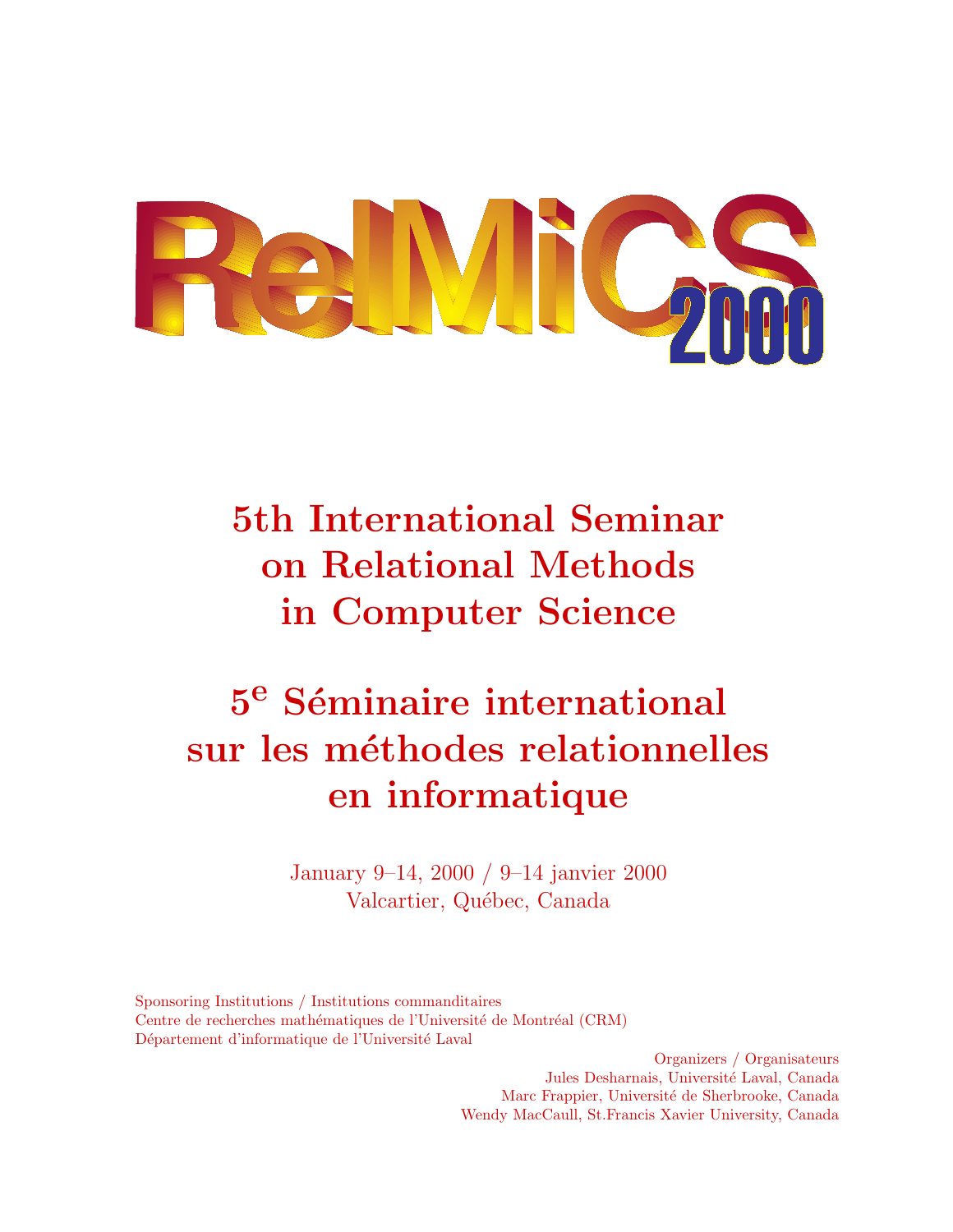# RelMiCS 2000

# 5th International Seminar on Relational Methods in Computer Science

# 5e Séminaire international sur les méthodes relationnelles en informatique

January 9–14, 2000 / 9–14 janvier 2000
Valcartier, Québec, Canada

Sponsoring Institutions / Institutions commanditaires
Centre de recherches mathématiques de l'Université de Montréal (CRM)
Département d'informatique de l'Université Laval

Organizers / Organisateurs
Jules Desharnais, Université Laval, Canada
Marc Frappier, Université de Sherbrooke, Canada
Wendy MacCaull, St.Francis Xavier University, Canada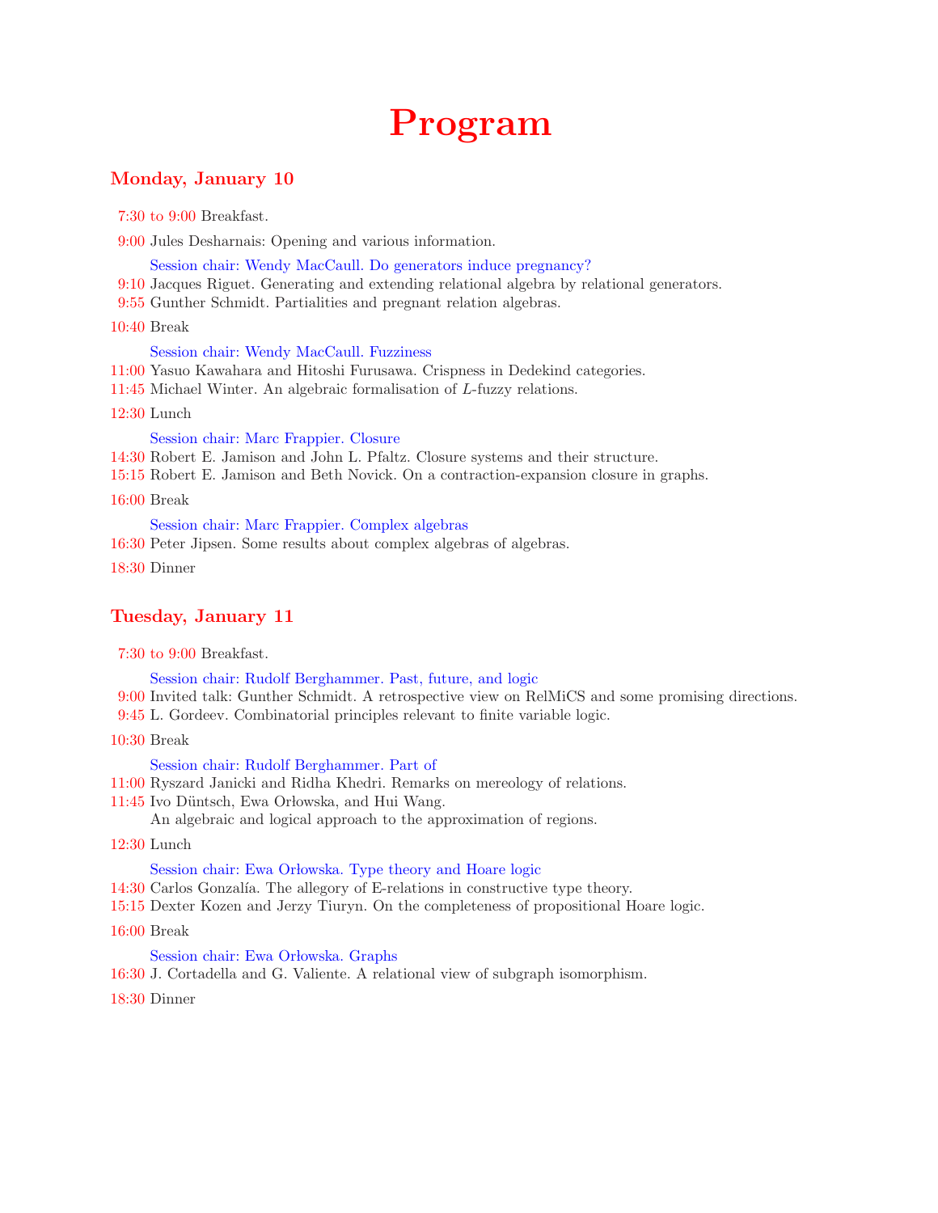# Program

## Monday, January 10

7:30 to 9:00 Breakfast.

9:00 Jules Desharnais: Opening and various information.

Session chair: Wendy MacCaull. Do generators induce pregnancy?

9:10 Jacques Riguet. Generating and extending relational algebra by relational generators.

9:55 Gunther Schmidt. Partialities and pregnant relation algebras.

10:40 Break

Session chair: Wendy MacCaull. Fuzziness

11:00 Yasuo Kawahara and Hitoshi Furusawa. Crispness in Dedekind categories.

11:45 Michael Winter. An algebraic formalisation of $L$-fuzzy relations.

12:30 Lunch

Session chair: Marc Frappier. Closure

14:30 Robert E. Jamison and John L. Pfaltz. Closure systems and their structure.

15:15 Robert E. Jamison and Beth Novick. On a contraction-expansion closure in graphs.

16:00 Break

Session chair: Marc Frappier. Complex algebras

16:30 Peter Jipsen. Some results about complex algebras of algebras.

18:30 Dinner

## Tuesday, January 11

7:30 to 9:00 Breakfast.

Session chair: Rudolf Berghammer. Past, future, and logic

9:00 Invited talk: Gunther Schmidt. A retrospective view on RelMiCS and some promising directions.

9:45 L. Gordeev. Combinatorial principles relevant to finite variable logic.

10:30 Break

Session chair: Rudolf Berghammer. Part of

11:00 Ryszard Janicki and Ridha Khedri. Remarks on mereology of relations.

11:45 Ivo Düntsch, Ewa Orłowska, and Hui Wang.
An algebraic and logical approach to the approximation of regions.

12:30 Lunch

Session chair: Ewa Orłowska. Type theory and Hoare logic

14:30 Carlos Gonzalía. The allegory of E-relations in constructive type theory.

15:15 Dexter Kozen and Jerzy Tiuryn. On the completeness of propositional Hoare logic.

16:00 Break

Session chair: Ewa Orłowska. Graphs

16:30 J. Cortadella and G. Valiente. A relational view of subgraph isomorphism.

18:30 Dinner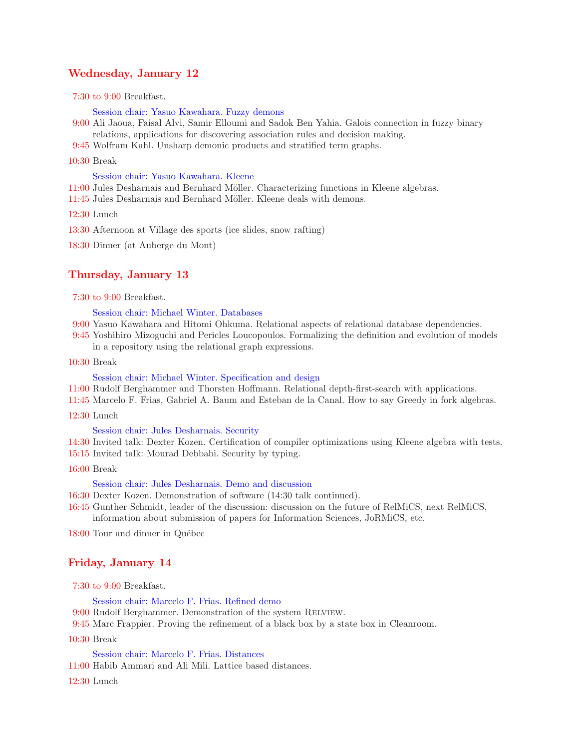## Wednesday, January 12

7:30 to 9:00 Breakfast.

Session chair: Yasuo Kawahara. Fuzzy demons

9:00 Ali Jaoua, Faisal Alvi, Samir Elloumi and Sadok Ben Yahia. Galois connection in fuzzy binary relations, applications for discovering association rules and decision making.

9:45 Wolfram Kahl. Unsharp demonic products and stratified term graphs.

10:30 Break

Session chair: Yasuo Kawahara. Kleene

11:00 Jules Desharnais and Bernhard Möller. Characterizing functions in Kleene algebras.

11:45 Jules Desharnais and Bernhard Möller. Kleene deals with demons.

12:30 Lunch

13:30 Afternoon at Village des sports (ice slides, snow rafting)

18:30 Dinner (at Auberge du Mont)

## Thursday, January 13

7:30 to 9:00 Breakfast.

Session chair: Michael Winter. Databases

9:00 Yasuo Kawahara and Hitomi Ohkuma. Relational aspects of relational database dependencies.

9:45 Yoshihiro Mizoguchi and Pericles Loucopoulos. Formalizing the definition and evolution of models in a repository using the relational graph expressions.

10:30 Break

Session chair: Michael Winter. Specification and design

11:00 Rudolf Berghammer and Thorsten Hoffmann. Relational depth-first-search with applications.

11:45 Marcelo F. Frias, Gabriel A. Baum and Esteban de la Canal. How to say Greedy in fork algebras.

12:30 Lunch

Session chair: Jules Desharnais. Security

14:30 Invited talk: Dexter Kozen. Certification of compiler optimizations using Kleene algebra with tests.

15:15 Invited talk: Mourad Debbabi. Security by typing.

16:00 Break

Session chair: Jules Desharnais. Demo and discussion

16:30 Dexter Kozen. Demonstration of software (14:30 talk continued).

16:45 Gunther Schmidt, leader of the discussion: discussion on the future of RelMiCS, next RelMiCS, information about submission of papers for Information Sciences, JoRMiCS, etc.

18:00 Tour and dinner in Québec

## Friday, January 14

7:30 to 9:00 Breakfast.

Session chair: Marcelo F. Frias. Refined demo

9:00 Rudolf Berghammer. Demonstration of the system RelView.

9:45 Marc Frappier. Proving the refinement of a black box by a state box in Cleanroom.

10:30 Break

Session chair: Marcelo F. Frias. Distances

11:00 Habib Ammari and Ali Mili. Lattice based distances.

12:30 Lunch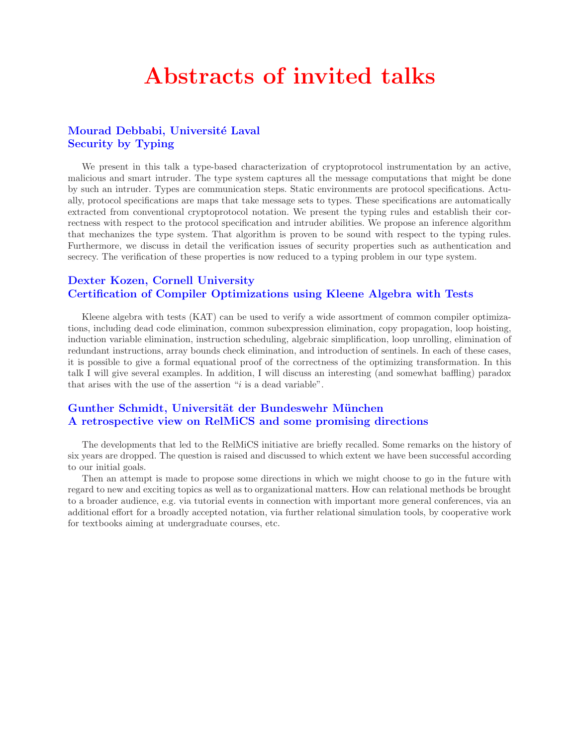# Abstracts of invited talks

### Mourad Debbabi, Université Laval
### Security by Typing

We present in this talk a type-based characterization of cryptoprotocol instrumentation by an active, malicious and smart intruder. The type system captures all the message computations that might be done by such an intruder. Types are communication steps. Static environments are protocol specifications. Actually, protocol specifications are maps that take message sets to types. These specifications are automatically extracted from conventional cryptoprotocol notation. We present the typing rules and establish their correctness with respect to the protocol specification and intruder abilities. We propose an inference algorithm that mechanizes the type system. That algorithm is proven to be sound with respect to the typing rules. Furthermore, we discuss in detail the verification issues of security properties such as authentication and secrecy. The verification of these properties is now reduced to a typing problem in our type system.

### Dexter Kozen, Cornell University
### Certification of Compiler Optimizations using Kleene Algebra with Tests

Kleene algebra with tests (KAT) can be used to verify a wide assortment of common compiler optimizations, including dead code elimination, common subexpression elimination, copy propagation, loop hoisting, induction variable elimination, instruction scheduling, algebraic simplification, loop unrolling, elimination of redundant instructions, array bounds check elimination, and introduction of sentinels. In each of these cases, it is possible to give a formal equational proof of the correctness of the optimizing transformation. In this talk I will give several examples. In addition, I will discuss an interesting (and somewhat baffling) paradox that arises with the use of the assertion "$i$ is a dead variable".

### Gunther Schmidt, Universität der Bundeswehr München
### A retrospective view on RelMiCS and some promising directions

The developments that led to the RelMiCS initiative are briefly recalled. Some remarks on the history of six years are dropped. The question is raised and discussed to which extent we have been successful according to our initial goals.

Then an attempt is made to propose some directions in which we might choose to go in the future with regard to new and exciting topics as well as to organizational matters. How can relational methods be brought to a broader audience, e.g. via tutorial events in connection with important more general conferences, via an additional effort for a broadly accepted notation, via further relational simulation tools, by cooperative work for textbooks aiming at undergraduate courses, etc.